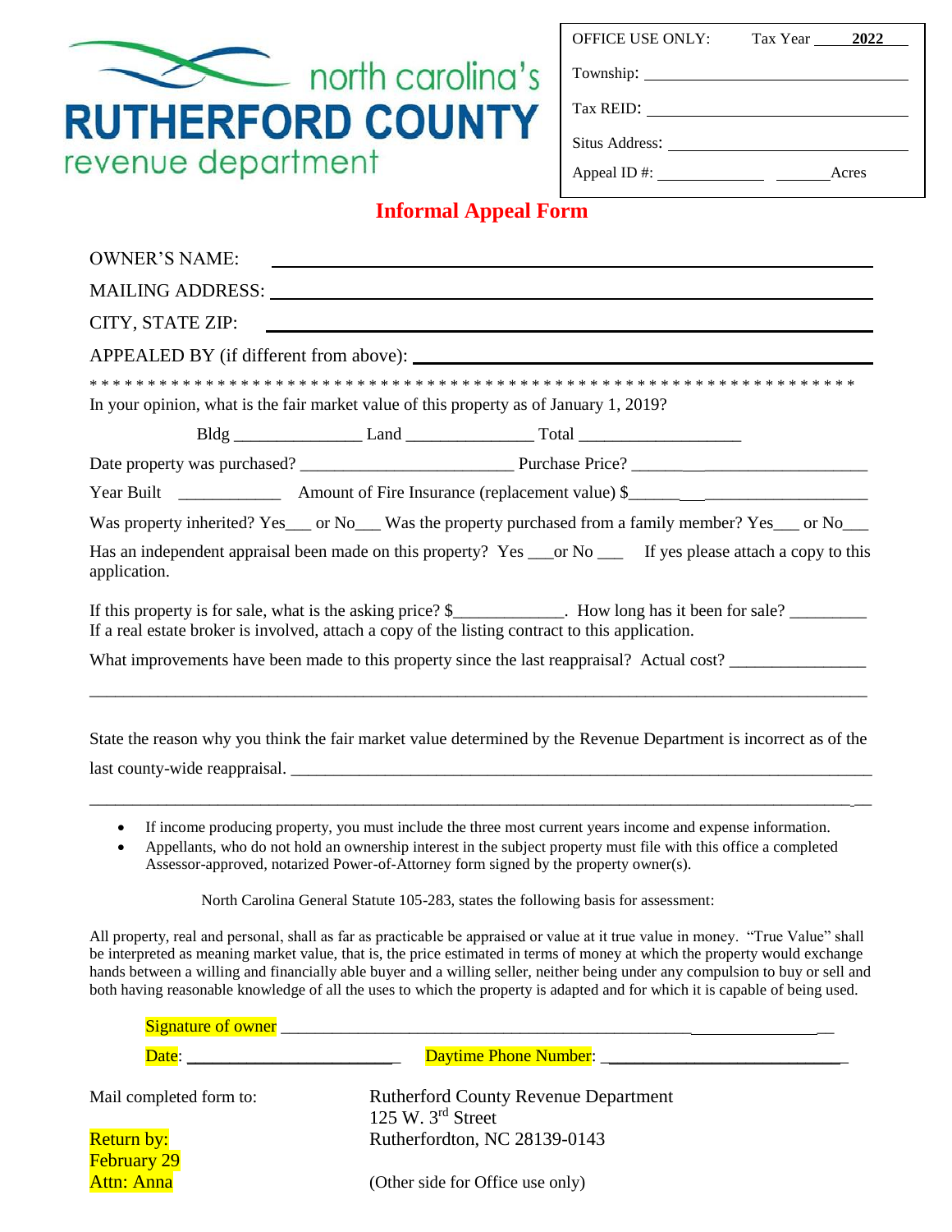north carolina's
**RUTHERFORD COUNTY**
revenue department

OFFICE USE ONLY: Tax Year **2022**

Township: ______________________

Tax REID: ______________________

Situs Address: ______________________

Appeal ID #: ____________ ______Acres

## Informal Appeal Form

OWNER'S NAME: ______________________________________________

MAILING ADDRESS: ______________________________________________

CITY, STATE ZIP: ______________________________________________

APPEALED BY (if different from above): ______________________________

* * * * * * * * * * * * * * * * * * * * * * * * * * * * * * * * * * * * * * * * * * * * * * * * * * * * * * * * * * * * * * * * * * *

In your opinion, what is the fair market value of this property as of January 1, 2019?

Bldg _______________ Land _______________ Total ___________________

Date property was purchased? _________________________ Purchase Price? ___________________________

Year Built ____________ Amount of Fire Insurance (replacement value) $___________________________

Was property inherited? Yes___ or No___ Was the property purchased from a family member? Yes___ or No___

Has an independent appraisal been made on this property? Yes ___or No ___ If yes please attach a copy to this application.

If this property is for sale, what is the asking price? $_____________. How long has it been for sale? _________
If a real estate broker is involved, attach a copy of the listing contract to this application.

What improvements have been made to this property since the last reappraisal? Actual cost? ________________

_____________________________________________________________________________________________

State the reason why you think the fair market value determined by the Revenue Department is incorrect as of the last county-wide reappraisal. ______________________________________________________________________

_____________________________________________________________________________________________

- If income producing property, you must include the three most current years income and expense information.
- Appellants, who do not hold an ownership interest in the subject property must file with this office a completed Assessor-approved, notarized Power-of-Attorney form signed by the property owner(s).

North Carolina General Statute 105-283, states the following basis for assessment:

All property, real and personal, shall as far as practicable be appraised or value at it true value in money. "True Value" shall be interpreted as meaning market value, that is, the price estimated in terms of money at which the property would exchange hands between a willing and financially able buyer and a willing seller, neither being under any compulsion to buy or sell and both having reasonable knowledge of all the uses to which the property is adapted and for which it is capable of being used.

Signature of owner ____________________________________________________________

Date: _________________________ Daytime Phone Number: ______________________________

Mail completed form to:

Rutherford County Revenue Department
125 W. 3rd Street
Rutherfordton, NC 28139-0143

Return by:
February 29
Attn: Anna

(Other side for Office use only)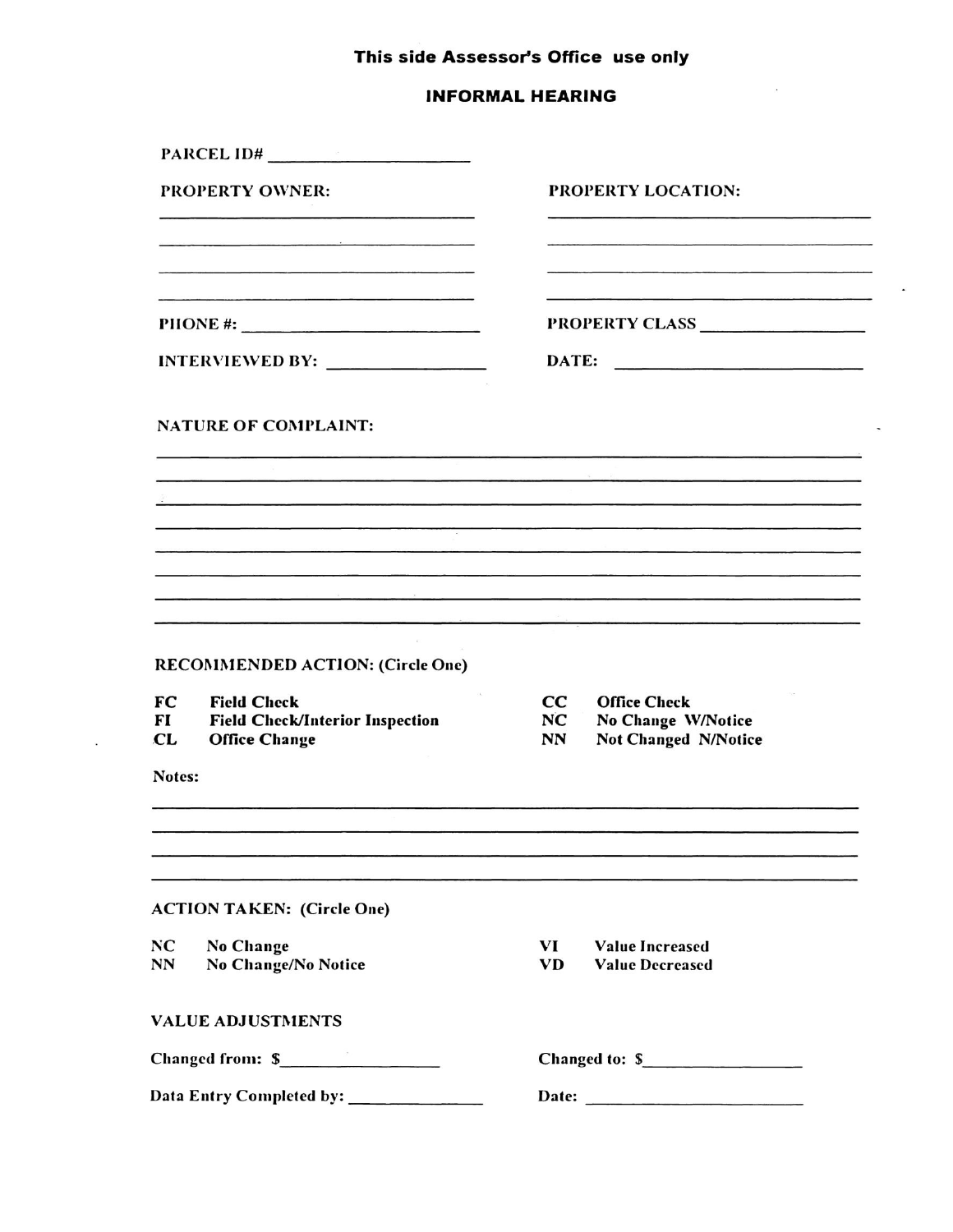**This side Assessor's Office use only**

## INFORMAL HEARING

PARCEL ID# ____________________

PROPERTY OWNER:

___________________________________

___________________________________

___________________________________

___________________________________

PROPERTY LOCATION:

___________________________________

___________________________________

___________________________________

___________________________________

PHONE #: ____________________

PROPERTY CLASS ________________

INTERVIEWED BY: ________________

DATE: ____________________

NATURE OF COMPLAINT:

_______________________________________________________________________________

_______________________________________________________________________________

_______________________________________________________________________________

_______________________________________________________________________________

_______________________________________________________________________________

_______________________________________________________________________________

_______________________________________________________________________________

_______________________________________________________________________________

RECOMMENDED ACTION: (Circle One)

| | | | |
|---|---|---|---|
| **FC** | **Field Check** | **CC** | **Office Check** |
| **FI** | **Field Check/Interior Inspection** | **NC** | **No Change W/Notice** |
| **CL** | **Office Change** | **NN** | **Not Changed N/Notice** |

**Notes:**

_______________________________________________________________________________

_______________________________________________________________________________

_______________________________________________________________________________

_______________________________________________________________________________

**ACTION TAKEN: (Circle One)**

| | | | |
|---|---|---|---|
| **NC** | **No Change** | **VI** | **Value Increased** |
| **NN** | **No Change/No Notice** | **VD** | **Value Decreased** |

**VALUE ADJUSTMENTS**

**Changed from: $**________________

**Changed to: $**________________

**Data Entry Completed by:** ______________

**Date:** ____________________